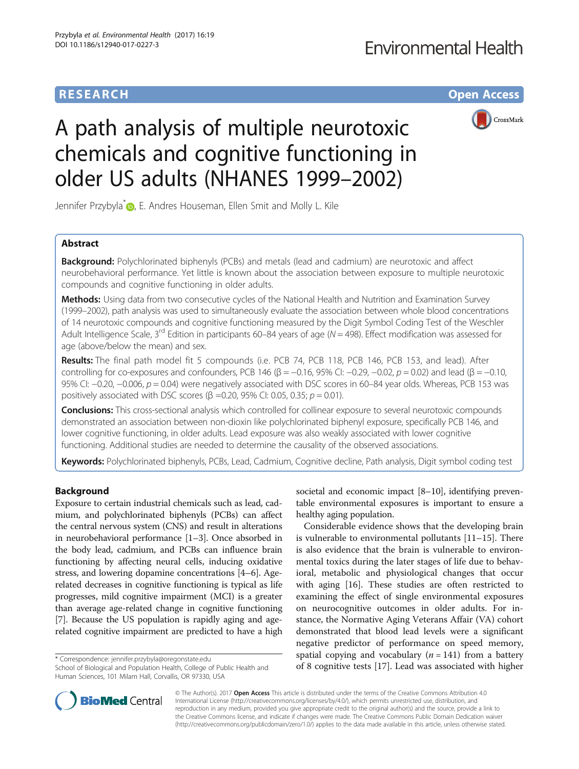**RESEARCH** **Open Access**

# A path analysis of multiple neurotoxic chemicals and cognitive functioning in older US adults (NHANES 1999–2002)

Jennifer Przybyla*, E. Andres Houseman, Ellen Smit and Molly L. Kile

## Abstract

**Background:** Polychlorinated biphenyls (PCBs) and metals (lead and cadmium) are neurotoxic and affect neurobehavioral performance. Yet little is known about the association between exposure to multiple neurotoxic compounds and cognitive functioning in older adults.

**Methods:** Using data from two consecutive cycles of the National Health and Nutrition and Examination Survey (1999–2002), path analysis was used to simultaneously evaluate the association between whole blood concentrations of 14 neurotoxic compounds and cognitive functioning measured by the Digit Symbol Coding Test of the Weschler Adult Intelligence Scale, 3rd Edition in participants 60–84 years of age ($N = 498$). Effect modification was assessed for age (above/below the mean) and sex.

**Results:** The final path model fit 5 compounds (i.e. PCB 74, PCB 118, PCB 146, PCB 153, and lead). After controlling for co-exposures and confounders, PCB 146 ($\beta = -0.16$, 95% CI: $-0.29$, $-0.02$, $p = 0.02$) and lead ($\beta = -0.10$, 95% CI: $-0.20$, $-0.006$, $p = 0.04$) were negatively associated with DSC scores in 60–84 year olds. Whereas, PCB 153 was positively associated with DSC scores ($\beta = 0.20$, 95% CI: 0.05, 0.35; $p = 0.01$).

**Conclusions:** This cross-sectional analysis which controlled for collinear exposure to several neurotoxic compounds demonstrated an association between non-dioxin like polychlorinated biphenyl exposure, specifically PCB 146, and lower cognitive functioning, in older adults. Lead exposure was also weakly associated with lower cognitive functioning. Additional studies are needed to determine the causality of the observed associations.

**Keywords:** Polychlorinated biphenyls, PCBs, Lead, Cadmium, Cognitive decline, Path analysis, Digit symbol coding test

## Background

Exposure to certain industrial chemicals such as lead, cadmium, and polychlorinated biphenyls (PCBs) can affect the central nervous system (CNS) and result in alterations in neurobehavioral performance [1–3]. Once absorbed in the body lead, cadmium, and PCBs can influence brain functioning by affecting neural cells, inducing oxidative stress, and lowering dopamine concentrations [4–6]. Age-related decreases in cognitive functioning is typical as life progresses, mild cognitive impairment (MCI) is a greater than average age-related change in cognitive functioning [7]. Because the US population is rapidly aging and age-related cognitive impairment are predicted to have a high societal and economic impact [8–10], identifying preventable environmental exposures is important to ensure a healthy aging population.

Considerable evidence shows that the developing brain is vulnerable to environmental pollutants [11–15]. There is also evidence that the brain is vulnerable to environmental toxics during the later stages of life due to behavioral, metabolic and physiological changes that occur with aging [16]. These studies are often restricted to examining the effect of single environmental exposures on neurocognitive outcomes in older adults. For instance, the Normative Aging Veterans Affair (VA) cohort demonstrated that blood lead levels were a significant negative predictor of performance on speed memory, spatial copying and vocabulary ($n = 141$) from a battery of 8 cognitive tests [17]. Lead was associated with higher

* Correspondence: jennifer.przybyla@oregonstate.edu
School of Biological and Population Health, College of Public Health and Human Sciences, 101 Milam Hall, Corvallis, OR 97330, USA

© The Author(s). 2017 **Open Access** This article is distributed under the terms of the Creative Commons Attribution 4.0 International License (http://creativecommons.org/licenses/by/4.0/), which permits unrestricted use, distribution, and reproduction in any medium, provided you give appropriate credit to the original author(s) and the source, provide a link to the Creative Commons license, and indicate if changes were made. The Creative Commons Public Domain Dedication waiver (http://creativecommons.org/publicdomain/zero/1.0/) applies to the data made available in this article, unless otherwise stated.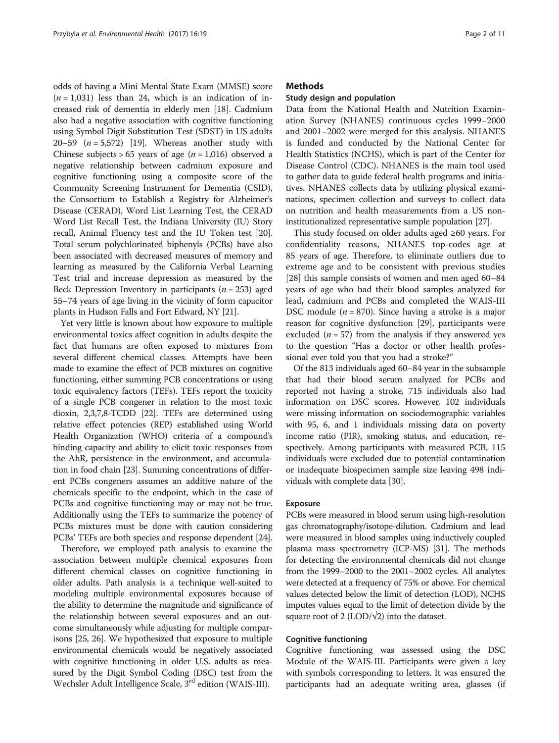odds of having a Mini Mental State Exam (MMSE) score ($n = 1,031$) less than 24, which is an indication of increased risk of dementia in elderly men [18]. Cadmium also had a negative association with cognitive functioning using Symbol Digit Substitution Test (SDST) in US adults 20–59 ($n = 5,572$) [19]. Whereas another study with Chinese subjects > 65 years of age ($n = 1,016$) observed a negative relationship between cadmium exposure and cognitive functioning using a composite score of the Community Screening Instrument for Dementia (CSID), the Consortium to Establish a Registry for Alzheimer's Disease (CERAD), Word List Learning Test, the CERAD Word List Recall Test, the Indiana University (IU) Story recall, Animal Fluency test and the IU Token test [20]. Total serum polychlorinated biphenyls (PCBs) have also been associated with decreased measures of memory and learning as measured by the California Verbal Learning Test trial and increase depression as measured by the Beck Depression Inventory in participants ($n = 253$) aged 55–74 years of age living in the vicinity of form capacitor plants in Hudson Falls and Fort Edward, NY [21].

Yet very little is known about how exposure to multiple environmental toxics affect cognition in adults despite the fact that humans are often exposed to mixtures from several different chemical classes. Attempts have been made to examine the effect of PCB mixtures on cognitive functioning, either summing PCB concentrations or using toxic equivalency factors (TEFs). TEFs report the toxicity of a single PCB congener in relation to the most toxic dioxin, 2,3,7,8-TCDD [22]. TEFs are determined using relative effect potencies (REP) established using World Health Organization (WHO) criteria of a compound's binding capacity and ability to elicit toxic responses from the AhR, persistence in the environment, and accumulation in food chain [23]. Summing concentrations of different PCBs congeners assumes an additive nature of the chemicals specific to the endpoint, which in the case of PCBs and cognitive functioning may or may not be true. Additionally using the TEFs to summarize the potency of PCBs mixtures must be done with caution considering PCBs' TEFs are both species and response dependent [24].

Therefore, we employed path analysis to examine the association between multiple chemical exposures from different chemical classes on cognitive functioning in older adults. Path analysis is a technique well-suited to modeling multiple environmental exposures because of the ability to determine the magnitude and significance of the relationship between several exposures and an outcome simultaneously while adjusting for multiple comparisons [25, 26]. We hypothesized that exposure to multiple environmental chemicals would be negatively associated with cognitive functioning in older U.S. adults as measured by the Digit Symbol Coding (DSC) test from the Wechsler Adult Intelligence Scale, 3rd edition (WAIS-III).

## Methods

### Study design and population

Data from the National Health and Nutrition Examination Survey (NHANES) continuous cycles 1999–2000 and 2001–2002 were merged for this analysis. NHANES is funded and conducted by the National Center for Health Statistics (NCHS), which is part of the Center for Disease Control (CDC). NHANES is the main tool used to gather data to guide federal health programs and initiatives. NHANES collects data by utilizing physical examinations, specimen collection and surveys to collect data on nutrition and health measurements from a US non-institutionalized representative sample population [27].

This study focused on older adults aged ≥60 years. For confidentiality reasons, NHANES top-codes age at 85 years of age. Therefore, to eliminate outliers due to extreme age and to be consistent with previous studies [28] this sample consists of women and men aged 60–84 years of age who had their blood samples analyzed for lead, cadmium and PCBs and completed the WAIS-III DSC module ($n = 870$). Since having a stroke is a major reason for cognitive dysfunction [29], participants were excluded ($n = 57$) from the analysis if they answered yes to the question "Has a doctor or other health professional ever told you that you had a stroke?"

Of the 813 individuals aged 60–84 year in the subsample that had their blood serum analyzed for PCBs and reported not having a stroke, 715 individuals also had information on DSC scores. However, 102 individuals were missing information on sociodemographic variables with 95, 6, and 1 individuals missing data on poverty income ratio (PIR), smoking status, and education, respectively. Among participants with measured PCB, 115 individuals were excluded due to potential contamination or inadequate biospecimen sample size leaving 498 individuals with complete data [30].

### Exposure

PCBs were measured in blood serum using high-resolution gas chromatography/isotope-dilution. Cadmium and lead were measured in blood samples using inductively coupled plasma mass spectrometry (ICP-MS) [31]. The methods for detecting the environmental chemicals did not change from the 1999–2000 to the 2001–2002 cycles. All analytes were detected at a frequency of 75% or above. For chemical values detected below the limit of detection (LOD), NCHS imputes values equal to the limit of detection divide by the square root of 2 ($LOD/\sqrt{2}$) into the dataset.

### Cognitive functioning

Cognitive functioning was assessed using the DSC Module of the WAIS-III. Participants were given a key with symbols corresponding to letters. It was ensured the participants had an adequate writing area, glasses (if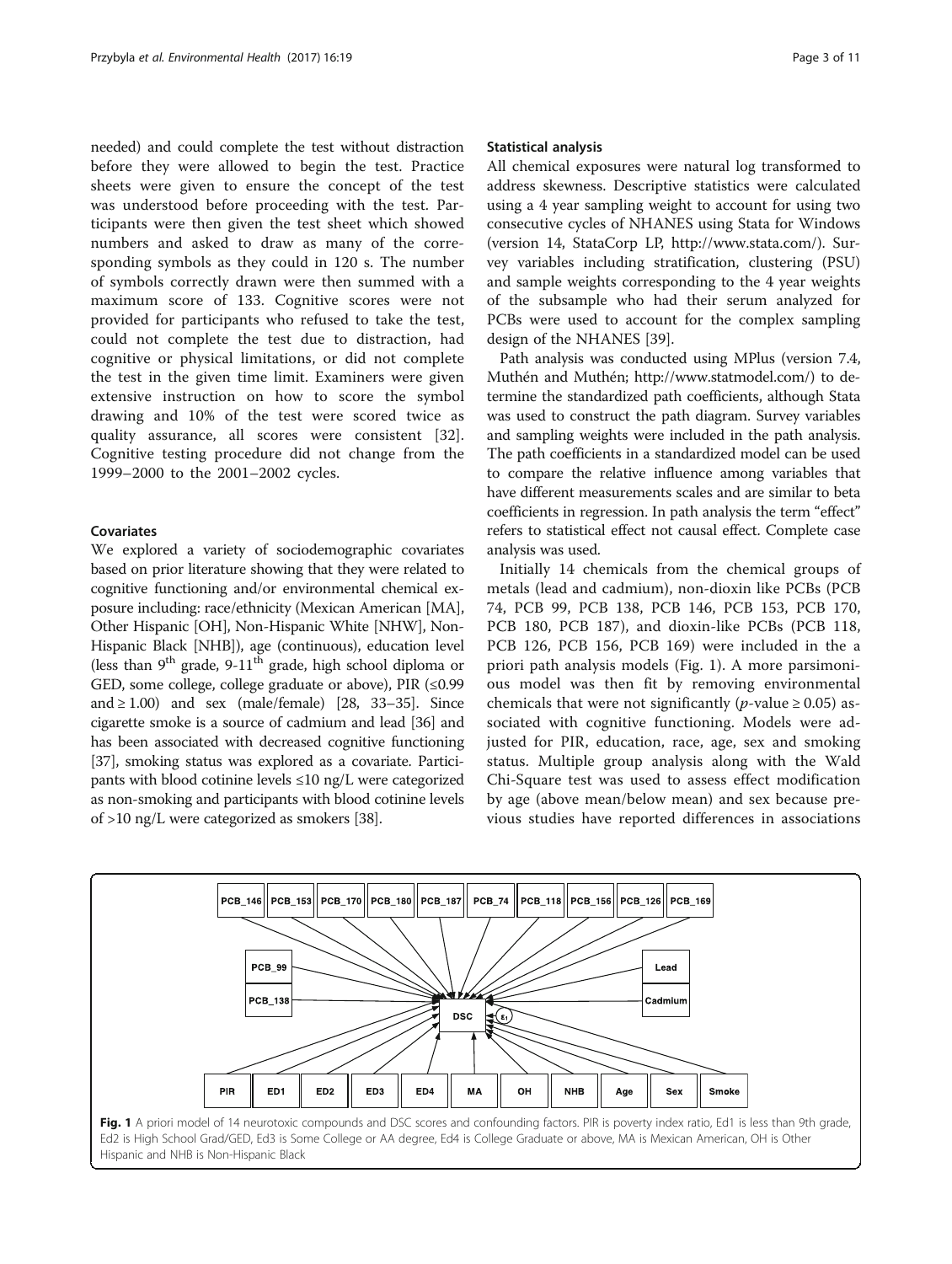needed) and could complete the test without distraction before they were allowed to begin the test. Practice sheets were given to ensure the concept of the test was understood before proceeding with the test. Participants were then given the test sheet which showed numbers and asked to draw as many of the corresponding symbols as they could in 120 s. The number of symbols correctly drawn were then summed with a maximum score of 133. Cognitive scores were not provided for participants who refused to take the test, could not complete the test due to distraction, had cognitive or physical limitations, or did not complete the test in the given time limit. Examiners were given extensive instruction on how to score the symbol drawing and 10% of the test were scored twice as quality assurance, all scores were consistent [32]. Cognitive testing procedure did not change from the 1999–2000 to the 2001–2002 cycles.

### Covariates

We explored a variety of sociodemographic covariates based on prior literature showing that they were related to cognitive functioning and/or environmental chemical exposure including: race/ethnicity (Mexican American [MA], Other Hispanic [OH], Non-Hispanic White [NHW], Non-Hispanic Black [NHB]), age (continuous), education level (less than 9th grade, 9-11th grade, high school diploma or GED, some college, college graduate or above), PIR (≤0.99 and ≥ 1.00) and sex (male/female) [28, 33–35]. Since cigarette smoke is a source of cadmium and lead [36] and has been associated with decreased cognitive functioning [37], smoking status was explored as a covariate. Participants with blood cotinine levels ≤10 ng/L were categorized as non-smoking and participants with blood cotinine levels of >10 ng/L were categorized as smokers [38].

### Statistical analysis

All chemical exposures were natural log transformed to address skewness. Descriptive statistics were calculated using a 4 year sampling weight to account for using two consecutive cycles of NHANES using Stata for Windows (version 14, StataCorp LP, http://www.stata.com/). Survey variables including stratification, clustering (PSU) and sample weights corresponding to the 4 year weights of the subsample who had their serum analyzed for PCBs were used to account for the complex sampling design of the NHANES [39].

Path analysis was conducted using MPlus (version 7.4, Muthén and Muthén; http://www.statmodel.com/) to determine the standardized path coefficients, although Stata was used to construct the path diagram. Survey variables and sampling weights were included in the path analysis. The path coefficients in a standardized model can be used to compare the relative influence among variables that have different measurements scales and are similar to beta coefficients in regression. In path analysis the term "effect" refers to statistical effect not causal effect. Complete case analysis was used.

Initially 14 chemicals from the chemical groups of metals (lead and cadmium), non-dioxin like PCBs (PCB 74, PCB 99, PCB 138, PCB 146, PCB 153, PCB 170, PCB 180, PCB 187), and dioxin-like PCBs (PCB 118, PCB 126, PCB 156, PCB 169) were included in the a priori path analysis models (Fig. 1). A more parsimonious model was then fit by removing environmental chemicals that were not significantly ($p$-value ≥ 0.05) associated with cognitive functioning. Models were adjusted for PIR, education, race, age, sex and smoking status. Multiple group analysis along with the Wald Chi-Square test was used to assess effect modification by age (above mean/below mean) and sex because previous studies have reported differences in associations

**Fig. 1** A priori model of 14 neurotoxic compounds and DSC scores and confounding factors. PIR is poverty index ratio, Ed1 is less than 9th grade, Ed2 is High School Grad/GED, Ed3 is Some College or AA degree, Ed4 is College Graduate or above, MA is Mexican American, OH is Other Hispanic and NHB is Non-Hispanic Black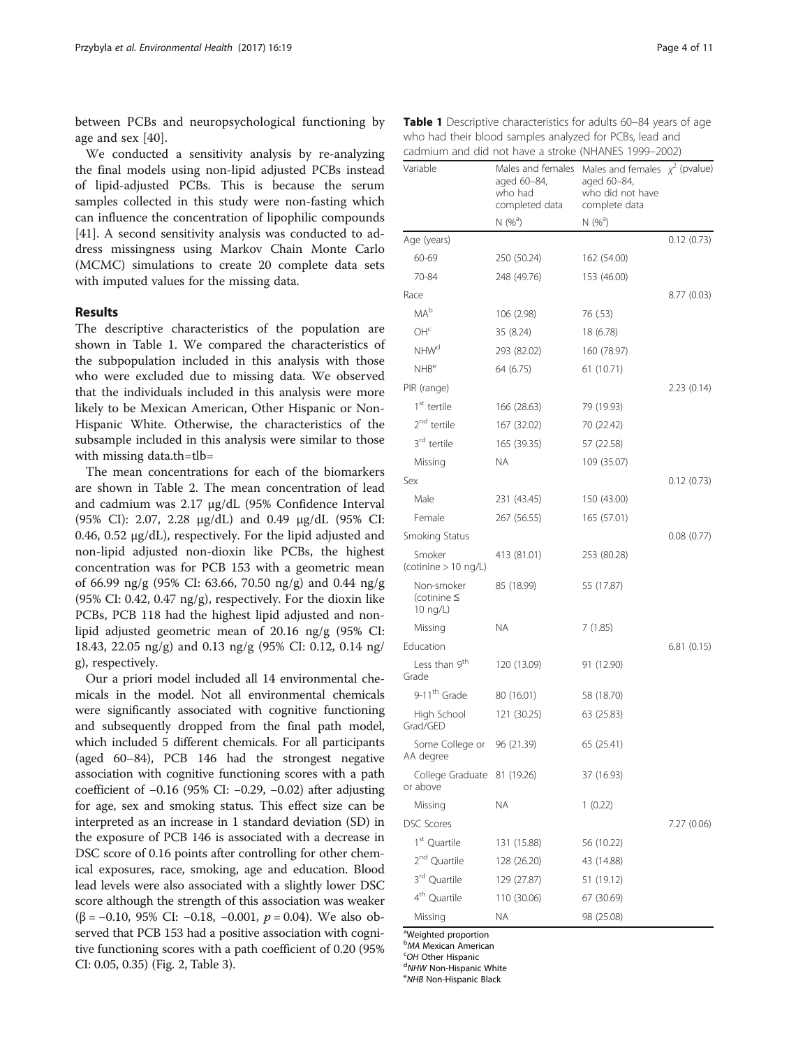between PCBs and neuropsychological functioning by age and sex [40].

We conducted a sensitivity analysis by re-analyzing the final models using non-lipid adjusted PCBs instead of lipid-adjusted PCBs. This is because the serum samples collected in this study were non-fasting which can influence the concentration of lipophilic compounds [41]. A second sensitivity analysis was conducted to address missingness using Markov Chain Monte Carlo (MCMC) simulations to create 20 complete data sets with imputed values for the missing data.

## Results

The descriptive characteristics of the population are shown in Table 1. We compared the characteristics of the subpopulation included in this analysis with those who were excluded due to missing data. We observed that the individuals included in this analysis were more likely to be Mexican American, Other Hispanic or Non-Hispanic White. Otherwise, the characteristics of the subsample included in this analysis were similar to those with missing data.th=tlb=

The mean concentrations for each of the biomarkers are shown in Table 2. The mean concentration of lead and cadmium was 2.17 μg/dL (95% Confidence Interval (95% CI): 2.07, 2.28 μg/dL) and 0.49 μg/dL (95% CI: 0.46, 0.52 μg/dL), respectively. For the lipid adjusted and non-lipid adjusted non-dioxin like PCBs, the highest concentration was for PCB 153 with a geometric mean of 66.99 ng/g (95% CI: 63.66, 70.50 ng/g) and 0.44 ng/g (95% CI: 0.42, 0.47 ng/g), respectively. For the dioxin like PCBs, PCB 118 had the highest lipid adjusted and non-lipid adjusted geometric mean of 20.16 ng/g (95% CI: 18.43, 22.05 ng/g) and 0.13 ng/g (95% CI: 0.12, 0.14 ng/g), respectively.

Our a priori model included all 14 environmental chemicals in the model. Not all environmental chemicals were significantly associated with cognitive functioning and subsequently dropped from the final path model, which included 5 different chemicals. For all participants (aged 60–84), PCB 146 had the strongest negative association with cognitive functioning scores with a path coefficient of −0.16 (95% CI: −0.29, −0.02) after adjusting for age, sex and smoking status. This effect size can be interpreted as an increase in 1 standard deviation (SD) in the exposure of PCB 146 is associated with a decrease in DSC score of 0.16 points after controlling for other chemical exposures, race, smoking, age and education. Blood lead levels were also associated with a slightly lower DSC score although the strength of this association was weaker (β = −0.10, 95% CI: −0.18, −0.001, $p = 0.04$). We also observed that PCB 153 had a positive association with cognitive functioning scores with a path coefficient of 0.20 (95% CI: 0.05, 0.35) (Fig. 2, Table 3).

**Table 1** Descriptive characteristics for adults 60–84 years of age who had their blood samples analyzed for PCBs, lead and cadmium and did not have a stroke (NHANES 1999–2002)

| Variable | Males and females aged 60–84, who had completed data | Males and females aged 60–84, who did not have complete data | $\chi^2$ (pvalue) |
|---|---|---|---|
| | N (%[a]) | N (%[a]) | |
| Age (years) | | | 0.12 (0.73) |
| 60-69 | 250 (50.24) | 162 (54.00) | |
| 70-84 | 248 (49.76) | 153 (46.00) | |
| Race | | | 8.77 (0.03) |
| MA[b] | 106 (2.98) | 76 (.53) | |
| OH[c] | 35 (8.24) | 18 (6.78) | |
| NHW[d] | 293 (82.02) | 160 (78.97) | |
| NHB[e] | 64 (6.75) | 61 (10.71) | |
| PIR (range) | | | 2.23 (0.14) |
| 1st tertile | 166 (28.63) | 79 (19.93) | |
| 2nd tertile | 167 (32.02) | 70 (22.42) | |
| 3rd tertile | 165 (39.35) | 57 (22.58) | |
| Missing | NA | 109 (35.07) | |
| Sex | | | 0.12 (0.73) |
| Male | 231 (43.45) | 150 (43.00) | |
| Female | 267 (56.55) | 165 (57.01) | |
| Smoking Status | | | 0.08 (0.77) |
| Smoker (cotinine > 10 ng/L) | 413 (81.01) | 253 (80.28) | |
| Non-smoker (cotinine ≤ 10 ng/L) | 85 (18.99) | 55 (17.87) | |
| Missing | NA | 7 (1.85) | |
| Education | | | 6.81 (0.15) |
| Less than 9th Grade | 120 (13.09) | 91 (12.90) | |
| 9-11th Grade | 80 (16.01) | 58 (18.70) | |
| High School Grad/GED | 121 (30.25) | 63 (25.83) | |
| Some College or AA degree | 96 (21.39) | 65 (25.41) | |
| College Graduate or above | 81 (19.26) | 37 (16.93) | |
| Missing | NA | 1 (0.22) | |
| DSC Scores | | | 7.27 (0.06) |
| 1st Quartile | 131 (15.88) | 56 (10.22) | |
| 2nd Quartile | 128 (26.20) | 43 (14.88) | |
| 3rd Quartile | 129 (27.87) | 51 (19.12) | |
| 4th Quartile | 110 (30.06) | 67 (30.69) | |
| Missing | NA | 98 (25.08) | |

[a]Weighted proportion
[b]*MA* Mexican American
[c]*OH* Other Hispanic
[d]*NHW* Non-Hispanic White
[e]*NHB* Non-Hispanic Black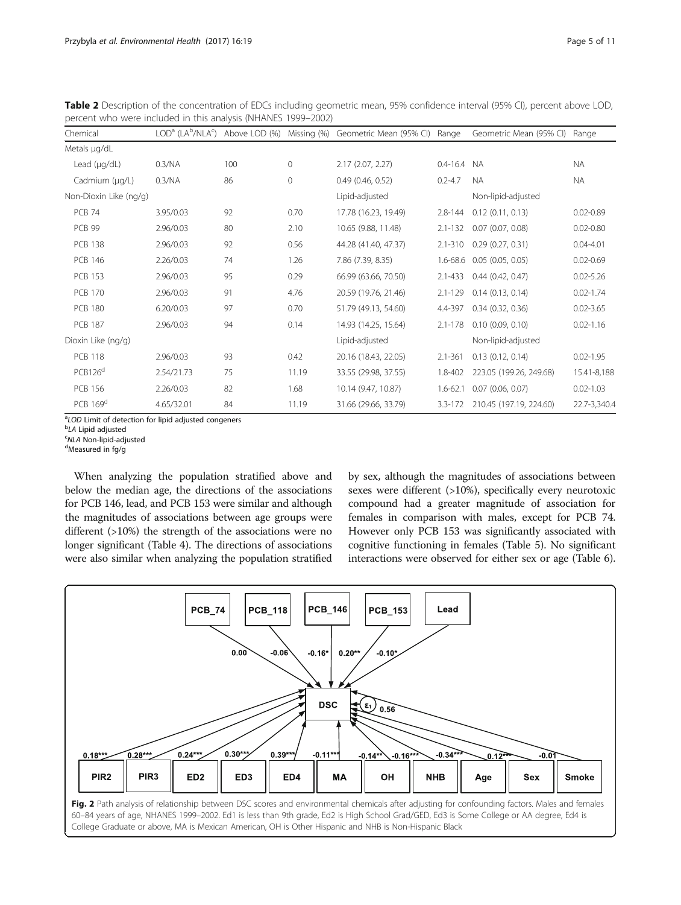**Table 2** Description of the concentration of EDCs including geometric mean, 95% confidence interval (95% CI), percent above LOD, percent who were included in this analysis (NHANES 1999–2002)

| Chemical | LOD[a] (LA[b]/NLA[c]) | Above LOD (%) | Missing (%) | Geometric Mean (95% CI) | Range | Geometric Mean (95% CI) | Range |
|---|---|---|---|---|---|---|---|
| Metals μg/dL | | | | | | | |
| Lead (μg/dL) | 0.3/NA | 100 | 0 | 2.17 (2.07, 2.27) | 0.4-16.4 | NA | NA |
| Cadmium (μg/L) | 0.3/NA | 86 | 0 | 0.49 (0.46, 0.52) | 0.2-4.7 | NA | NA |
| Non-Dioxin Like (ng/g) | | | | Lipid-adjusted | | Non-lipid-adjusted | |
| PCB 74 | 3.95/0.03 | 92 | 0.70 | 17.78 (16.23, 19.49) | 2.8-144 | 0.12 (0.11, 0.13) | 0.02-0.89 |
| PCB 99 | 2.96/0.03 | 80 | 2.10 | 10.65 (9.88, 11.48) | 2.1-132 | 0.07 (0.07, 0.08) | 0.02-0.80 |
| PCB 138 | 2.96/0.03 | 92 | 0.56 | 44.28 (41.40, 47.37) | 2.1-310 | 0.29 (0.27, 0.31) | 0.04-4.01 |
| PCB 146 | 2.26/0.03 | 74 | 1.26 | 7.86 (7.39, 8.35) | 1.6-68.6 | 0.05 (0.05, 0.05) | 0.02-0.69 |
| PCB 153 | 2.96/0.03 | 95 | 0.29 | 66.99 (63.66, 70.50) | 2.1-433 | 0.44 (0.42, 0.47) | 0.02-5.26 |
| PCB 170 | 2.96/0.03 | 91 | 4.76 | 20.59 (19.76, 21.46) | 2.1-129 | 0.14 (0.13, 0.14) | 0.02-1.74 |
| PCB 180 | 6.20/0.03 | 97 | 0.70 | 51.79 (49.13, 54.60) | 4.4-397 | 0.34 (0.32, 0.36) | 0.02-3.65 |
| PCB 187 | 2.96/0.03 | 94 | 0.14 | 14.93 (14.25, 15.64) | 2.1-178 | 0.10 (0.09, 0.10) | 0.02-1.16 |
| Dioxin Like (ng/g) | | | | Lipid-adjusted | | Non-lipid-adjusted | |
| PCB 118 | 2.96/0.03 | 93 | 0.42 | 20.16 (18.43, 22.05) | 2.1-361 | 0.13 (0.12, 0.14) | 0.02-1.95 |
| PCB126[d] | 2.54/21.73 | 75 | 11.19 | 33.55 (29.98, 37.55) | 1.8-402 | 223.05 (199.26, 249.68) | 15.41-8,188 |
| PCB 156 | 2.26/0.03 | 82 | 1.68 | 10.14 (9.47, 10.87) | 1.6-62.1 | 0.07 (0.06, 0.07) | 0.02-1.03 |
| PCB 169[d] | 4.65/32.01 | 84 | 11.19 | 31.66 (29.66, 33.79) | 3.3-172 | 210.45 (197.19, 224.60) | 22.7-3,340.4 |

[a]*LOD* Limit of detection for lipid adjusted congeners
[b]*LA* Lipid adjusted
[c]*NLA* Non-lipid-adjusted
[d]Measured in fg/g

When analyzing the population stratified above and below the median age, the directions of the associations for PCB 146, lead, and PCB 153 were similar and although the magnitudes of associations between age groups were different (>10%) the strength of the associations were no longer significant (Table 4). The directions of associations were also similar when analyzing the population stratified by sex, although the magnitudes of associations between sexes were different (>10%), specifically every neurotoxic compound had a greater magnitude of association for females in comparison with males, except for PCB 74. However only PCB 153 was significantly associated with cognitive functioning in females (Table 5). No significant interactions were observed for either sex or age (Table 6).

**Fig. 2** Path analysis of relationship between DSC scores and environmental chemicals after adjusting for confounding factors. Males and females 60–84 years of age, NHANES 1999–2002. Ed1 is less than 9th grade, Ed2 is High School Grad/GED, Ed3 is Some College or AA degree, Ed4 is College Graduate or above, MA is Mexican American, OH is Other Hispanic and NHB is Non-Hispanic Black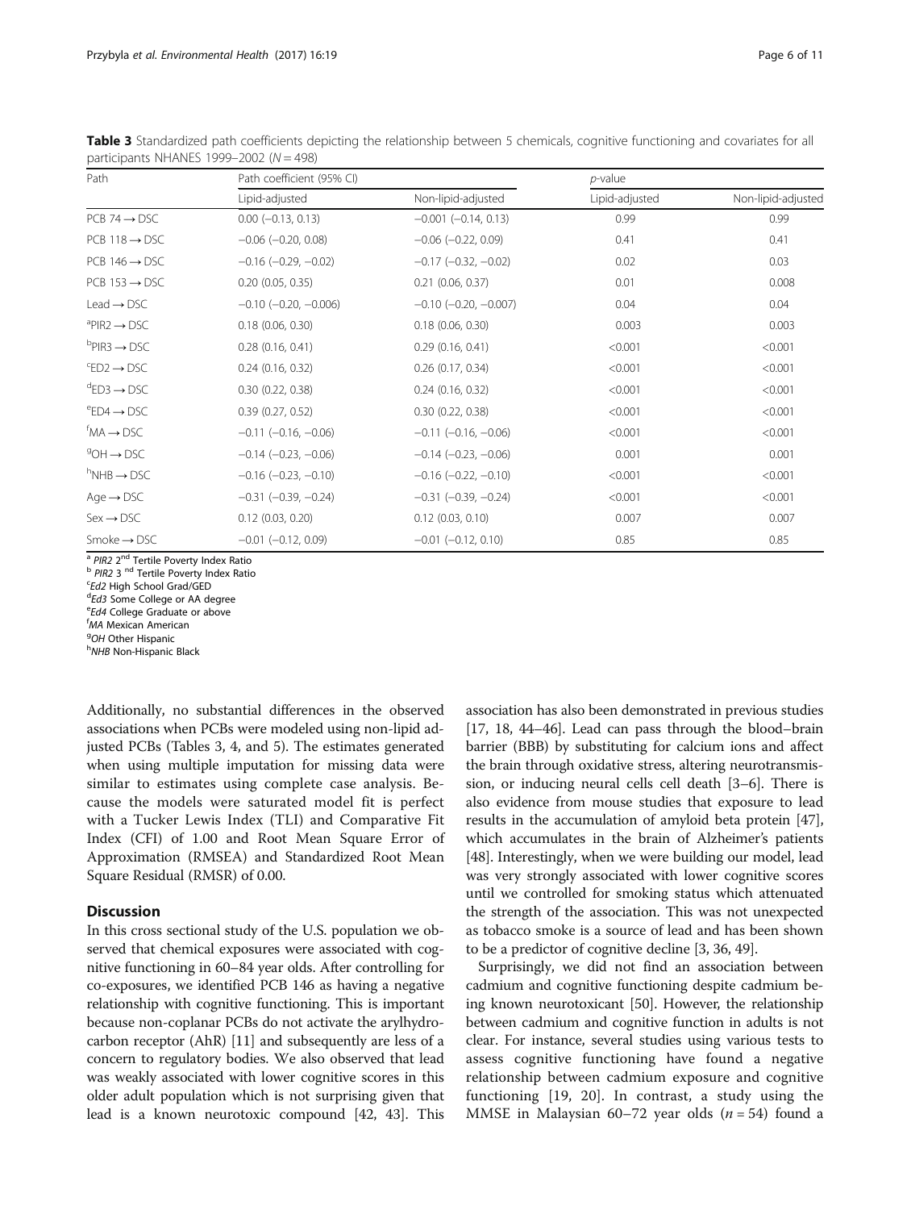**Table 3** Standardized path coefficients depicting the relationship between 5 chemicals, cognitive functioning and covariates for all participants NHANES 1999–2002 (N = 498)

| Path | Path coefficient (95% CI) | | p-value | |
|---|---|---|---|---|
| | Lipid-adjusted | Non-lipid-adjusted | Lipid-adjusted | Non-lipid-adjusted |
| PCB 74 → DSC | 0.00 (−0.13, 0.13) | −0.001 (−0.14, 0.13) | 0.99 | 0.99 |
| PCB 118 → DSC | −0.06 (−0.20, 0.08) | −0.06 (−0.22, 0.09) | 0.41 | 0.41 |
| PCB 146 → DSC | −0.16 (−0.29, −0.02) | −0.17 (−0.32, −0.02) | 0.02 | 0.03 |
| PCB 153 → DSC | 0.20 (0.05, 0.35) | 0.21 (0.06, 0.37) | 0.01 | 0.008 |
| Lead → DSC | −0.10 (−0.20, −0.006) | −0.10 (−0.20, −0.007) | 0.04 | 0.04 |
| [a]PIR2 → DSC | 0.18 (0.06, 0.30) | 0.18 (0.06, 0.30) | 0.003 | 0.003 |
| [b]PIR3 → DSC | 0.28 (0.16, 0.41) | 0.29 (0.16, 0.41) | <0.001 | <0.001 |
| [c]ED2 → DSC | 0.24 (0.16, 0.32) | 0.26 (0.17, 0.34) | <0.001 | <0.001 |
| [d]ED3 → DSC | 0.30 (0.22, 0.38) | 0.24 (0.16, 0.32) | <0.001 | <0.001 |
| [e]ED4 → DSC | 0.39 (0.27, 0.52) | 0.30 (0.22, 0.38) | <0.001 | <0.001 |
| [f]MA → DSC | −0.11 (−0.16, −0.06) | −0.11 (−0.16, −0.06) | <0.001 | <0.001 |
| [g]OH → DSC | −0.14 (−0.23, −0.06) | −0.14 (−0.23, −0.06) | 0.001 | 0.001 |
| [h]NHB → DSC | −0.16 (−0.23, −0.10) | −0.16 (−0.22, −0.10) | <0.001 | <0.001 |
| Age → DSC | −0.31 (−0.39, −0.24) | −0.31 (−0.39, −0.24) | <0.001 | <0.001 |
| Sex → DSC | 0.12 (0.03, 0.20) | 0.12 (0.03, 0.10) | 0.007 | 0.007 |
| Smoke → DSC | −0.01 (−0.12, 0.09) | −0.01 (−0.12, 0.10) | 0.85 | 0.85 |

[a] *PIR2* 2[nd] Tertile Poverty Index Ratio
[b] *PIR2* 3 [nd] Tertile Poverty Index Ratio
[c]*Ed2* High School Grad/GED
[d]*Ed3* Some College or AA degree
[e]*Ed4* College Graduate or above
[f]*MA* Mexican American
[g]*OH* Other Hispanic
[h]*NHB* Non-Hispanic Black

Additionally, no substantial differences in the observed associations when PCBs were modeled using non-lipid adjusted PCBs (Tables 3, 4, and 5). The estimates generated when using multiple imputation for missing data were similar to estimates using complete case analysis. Because the models were saturated model fit is perfect with a Tucker Lewis Index (TLI) and Comparative Fit Index (CFI) of 1.00 and Root Mean Square Error of Approximation (RMSEA) and Standardized Root Mean Square Residual (RMSR) of 0.00.

## Discussion

In this cross sectional study of the U.S. population we observed that chemical exposures were associated with cognitive functioning in 60–84 year olds. After controlling for co-exposures, we identified PCB 146 as having a negative relationship with cognitive functioning. This is important because non-coplanar PCBs do not activate the arylhydrocarbon receptor (AhR) [11] and subsequently are less of a concern to regulatory bodies. We also observed that lead was weakly associated with lower cognitive scores in this older adult population which is not surprising given that lead is a known neurotoxic compound [42, 43]. This association has also been demonstrated in previous studies [17, 18, 44–46]. Lead can pass through the blood–brain barrier (BBB) by substituting for calcium ions and affect the brain through oxidative stress, altering neurotransmission, or inducing neural cells cell death [3–6]. There is also evidence from mouse studies that exposure to lead results in the accumulation of amyloid beta protein [47], which accumulates in the brain of Alzheimer's patients [48]. Interestingly, when we were building our model, lead was very strongly associated with lower cognitive scores until we controlled for smoking status which attenuated the strength of the association. This was not unexpected as tobacco smoke is a source of lead and has been shown to be a predictor of cognitive decline [3, 36, 49].

Surprisingly, we did not find an association between cadmium and cognitive functioning despite cadmium being known neurotoxicant [50]. However, the relationship between cadmium and cognitive function in adults is not clear. For instance, several studies using various tests to assess cognitive functioning have found a negative relationship between cadmium exposure and cognitive functioning [19, 20]. In contrast, a study using the MMSE in Malaysian 60–72 year olds ($n = 54$) found a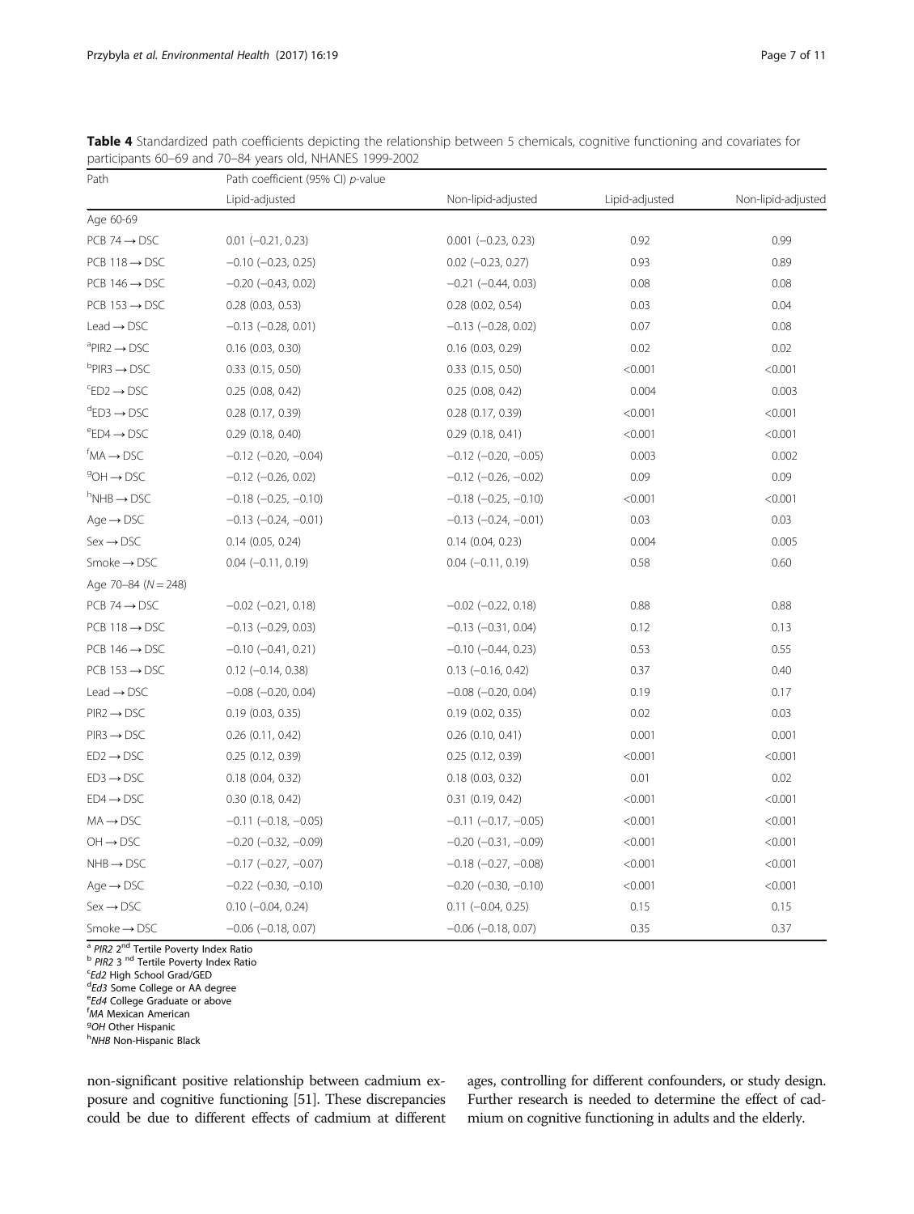**Table 4** Standardized path coefficients depicting the relationship between 5 chemicals, cognitive functioning and covariates for participants 60–69 and 70–84 years old, NHANES 1999-2002

| Path | Path coefficient (95% CI) *p*-value | | | |
|---|---|---|---|---|
| | Lipid-adjusted | Non-lipid-adjusted | Lipid-adjusted | Non-lipid-adjusted |
| Age 60-69 | | | | |
| PCB 74 → DSC | 0.01 (−0.21, 0.23) | 0.001 (−0.23, 0.23) | 0.92 | 0.99 |
| PCB 118 → DSC | −0.10 (−0.23, 0.25) | 0.02 (−0.23, 0.27) | 0.93 | 0.89 |
| PCB 146 → DSC | −0.20 (−0.43, 0.02) | −0.21 (−0.44, 0.03) | 0.08 | 0.08 |
| PCB 153 → DSC | 0.28 (0.03, 0.53) | 0.28 (0.02, 0.54) | 0.03 | 0.04 |
| Lead → DSC | −0.13 (−0.28, 0.01) | −0.13 (−0.28, 0.02) | 0.07 | 0.08 |
| [a]PIR2 → DSC | 0.16 (0.03, 0.30) | 0.16 (0.03, 0.29) | 0.02 | 0.02 |
| [b]PIR3 → DSC | 0.33 (0.15, 0.50) | 0.33 (0.15, 0.50) | <0.001 | <0.001 |
| [c]ED2 → DSC | 0.25 (0.08, 0.42) | 0.25 (0.08, 0.42) | 0.004 | 0.003 |
| [d]ED3 → DSC | 0.28 (0.17, 0.39) | 0.28 (0.17, 0.39) | <0.001 | <0.001 |
| [e]ED4 → DSC | 0.29 (0.18, 0.40) | 0.29 (0.18, 0.41) | <0.001 | <0.001 |
| [f]MA → DSC | −0.12 (−0.20, −0.04) | −0.12 (−0.20, −0.05) | 0.003 | 0.002 |
| [g]OH → DSC | −0.12 (−0.26, 0.02) | −0.12 (−0.26, −0.02) | 0.09 | 0.09 |
| [h]NHB → DSC | −0.18 (−0.25, −0.10) | −0.18 (−0.25, −0.10) | <0.001 | <0.001 |
| Age → DSC | −0.13 (−0.24, −0.01) | −0.13 (−0.24, −0.01) | 0.03 | 0.03 |
| Sex → DSC | 0.14 (0.05, 0.24) | 0.14 (0.04, 0.23) | 0.004 | 0.005 |
| Smoke → DSC | 0.04 (−0.11, 0.19) | 0.04 (−0.11, 0.19) | 0.58 | 0.60 |
| Age 70–84 (*N* = 248) | | | | |
| PCB 74 → DSC | −0.02 (−0.21, 0.18) | −0.02 (−0.22, 0.18) | 0.88 | 0.88 |
| PCB 118 → DSC | −0.13 (−0.29, 0.03) | −0.13 (−0.31, 0.04) | 0.12 | 0.13 |
| PCB 146 → DSC | −0.10 (−0.41, 0.21) | −0.10 (−0.44, 0.23) | 0.53 | 0.55 |
| PCB 153 → DSC | 0.12 (−0.14, 0.38) | 0.13 (−0.16, 0.42) | 0.37 | 0.40 |
| Lead → DSC | −0.08 (−0.20, 0.04) | −0.08 (−0.20, 0.04) | 0.19 | 0.17 |
| PIR2 → DSC | 0.19 (0.03, 0.35) | 0.19 (0.02, 0.35) | 0.02 | 0.03 |
| PIR3 → DSC | 0.26 (0.11, 0.42) | 0.26 (0.10, 0.41) | 0.001 | 0.001 |
| ED2 → DSC | 0.25 (0.12, 0.39) | 0.25 (0.12, 0.39) | <0.001 | <0.001 |
| ED3 → DSC | 0.18 (0.04, 0.32) | 0.18 (0.03, 0.32) | 0.01 | 0.02 |
| ED4 → DSC | 0.30 (0.18, 0.42) | 0.31 (0.19, 0.42) | <0.001 | <0.001 |
| MA → DSC | −0.11 (−0.18, −0.05) | −0.11 (−0.17, −0.05) | <0.001 | <0.001 |
| OH → DSC | −0.20 (−0.32, −0.09) | −0.20 (−0.31, −0.09) | <0.001 | <0.001 |
| NHB → DSC | −0.17 (−0.27, −0.07) | −0.18 (−0.27, −0.08) | <0.001 | <0.001 |
| Age → DSC | −0.22 (−0.30, −0.10) | −0.20 (−0.30, −0.10) | <0.001 | <0.001 |
| Sex → DSC | 0.10 (−0.04, 0.24) | 0.11 (−0.04, 0.25) | 0.15 | 0.15 |
| Smoke → DSC | −0.06 (−0.18, 0.07) | −0.06 (−0.18, 0.07) | 0.35 | 0.37 |

[a] *PIR2* 2nd Tertile Poverty Index Ratio
[b] *PIR2* 3 nd Tertile Poverty Index Ratio
[c] *Ed2* High School Grad/GED
[d] *Ed3* Some College or AA degree
[e] *Ed4* College Graduate or above
[f] *MA* Mexican American
[g] *OH* Other Hispanic
[h] *NHB* Non-Hispanic Black

non-significant positive relationship between cadmium exposure and cognitive functioning [51]. These discrepancies could be due to different effects of cadmium at different ages, controlling for different confounders, or study design. Further research is needed to determine the effect of cadmium on cognitive functioning in adults and the elderly.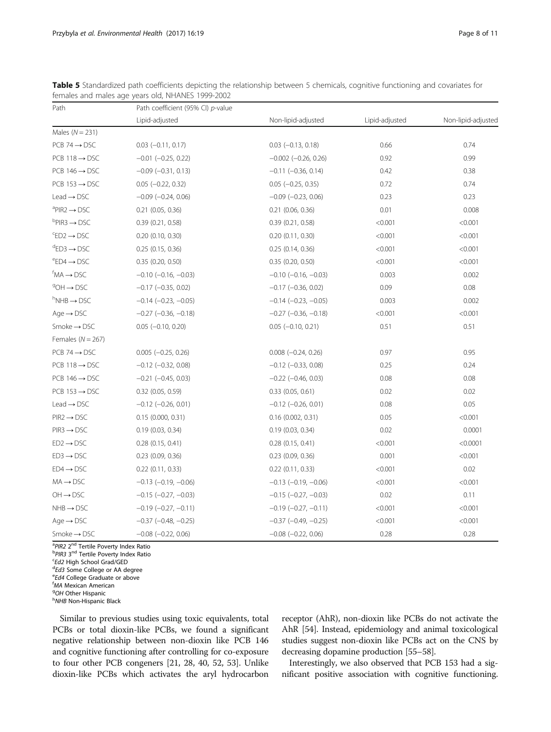**Table 5** Standardized path coefficients depicting the relationship between 5 chemicals, cognitive functioning and covariates for females and males age years old, NHANES 1999-2002

| Path | Path coefficient (95% CI) *p*-value | | | |
|---|---|---|---|---|
| | Lipid-adjusted | Non-lipid-adjusted | Lipid-adjusted | Non-lipid-adjusted |
| Males (*N* = 231) | | | | |
| PCB 74 → DSC | 0.03 (−0.11, 0.17) | 0.03 (−0.13, 0.18) | 0.66 | 0.74 |
| PCB 118 → DSC | −0.01 (−0.25, 0.22) | −0.002 (−0.26, 0.26) | 0.92 | 0.99 |
| PCB 146 → DSC | −0.09 (−0.31, 0.13) | −0.11 (−0.36, 0.14) | 0.42 | 0.38 |
| PCB 153 → DSC | 0.05 (−0.22, 0.32) | 0.05 (−0.25, 0.35) | 0.72 | 0.74 |
| Lead → DSC | −0.09 (−0.24, 0.06) | −0.09 (−0.23, 0.06) | 0.23 | 0.23 |
| [a]PIR2 → DSC | 0.21 (0.05, 0.36) | 0.21 (0.06, 0.36) | 0.01 | 0.008 |
| [b]PIR3 → DSC | 0.39 (0.21, 0.58) | 0.39 (0.21, 0.58) | <0.001 | <0.001 |
| [c]ED2 → DSC | 0.20 (0.10, 0.30) | 0.20 (0.11, 0.30) | <0.001 | <0.001 |
| [d]ED3 → DSC | 0.25 (0.15, 0.36) | 0.25 (0.14, 0.36) | <0.001 | <0.001 |
| [e]ED4 → DSC | 0.35 (0.20, 0.50) | 0.35 (0.20, 0.50) | <0.001 | <0.001 |
| [f]MA → DSC | −0.10 (−0.16, −0.03) | −0.10 (−0.16, −0.03) | 0.003 | 0.002 |
| [g]OH → DSC | −0.17 (−0.35, 0.02) | −0.17 (−0.36, 0.02) | 0.09 | 0.08 |
| [h]NHB → DSC | −0.14 (−0.23, −0.05) | −0.14 (−0.23, −0.05) | 0.003 | 0.002 |
| Age → DSC | −0.27 (−0.36, −0.18) | −0.27 (−0.36, −0.18) | <0.001 | <0.001 |
| Smoke → DSC | 0.05 (−0.10, 0.20) | 0.05 (−0.10, 0.21) | 0.51 | 0.51 |
| Females (*N* = 267) | | | | |
| PCB 74 → DSC | 0.005 (−0.25, 0.26) | 0.008 (−0.24, 0.26) | 0.97 | 0.95 |
| PCB 118 → DSC | −0.12 (−0.32, 0.08) | −0.12 (−0.33, 0.08) | 0.25 | 0.24 |
| PCB 146 → DSC | −0.21 (−0.45, 0.03) | −0.22 (−0.46, 0.03) | 0.08 | 0.08 |
| PCB 153 → DSC | 0.32 (0.05, 0.59) | 0.33 (0.05, 0.61) | 0.02 | 0.02 |
| Lead → DSC | −0.12 (−0.26, 0.01) | −0.12 (−0.26, 0.01) | 0.08 | 0.05 |
| PIR2 → DSC | 0.15 (0.000, 0.31) | 0.16 (0.002, 0.31) | 0.05 | <0.001 |
| PIR3 → DSC | 0.19 (0.03, 0.34) | 0.19 (0.03, 0.34) | 0.02 | 0.0001 |
| ED2 → DSC | 0.28 (0.15, 0.41) | 0.28 (0.15, 0.41) | <0.001 | <0.0001 |
| ED3 → DSC | 0.23 (0.09, 0.36) | 0.23 (0.09, 0.36) | 0.001 | <0.001 |
| ED4 → DSC | 0.22 (0.11, 0.33) | 0.22 (0.11, 0.33) | <0.001 | 0.02 |
| MA → DSC | −0.13 (−0.19, −0.06) | −0.13 (−0.19, −0.06) | <0.001 | <0.001 |
| OH → DSC | −0.15 (−0.27, −0.03) | −0.15 (−0.27, −0.03) | 0.02 | 0.11 |
| NHB → DSC | −0.19 (−0.27, −0.11) | −0.19 (−0.27, −0.11) | <0.001 | <0.001 |
| Age → DSC | −0.37 (−0.48, −0.25) | −0.37 (−0.49, −0.25) | <0.001 | <0.001 |
| Smoke → DSC | −0.08 (−0.22, 0.06) | −0.08 (−0.22, 0.06) | 0.28 | 0.28 |

[a]*PIR2* 2nd Tertile Poverty Index Ratio
[b]*PIR3* 3rd Tertile Poverty Index Ratio
[c]*Ed2* High School Grad/GED
[d]*Ed3* Some College or AA degree
[e]*Ed4* College Graduate or above
[f]*MA* Mexican American
[g]*OH* Other Hispanic
[h]*NHB* Non-Hispanic Black

Similar to previous studies using toxic equivalents, total PCBs or total dioxin-like PCBs, we found a significant negative relationship between non-dioxin like PCB 146 and cognitive functioning after controlling for co-exposure to four other PCB congeners [21, 28, 40, 52, 53]. Unlike dioxin-like PCBs which activates the aryl hydrocarbon receptor (AhR), non-dioxin like PCBs do not activate the AhR [54]. Instead, epidemiology and animal toxicological studies suggest non-dioxin like PCBs act on the CNS by decreasing dopamine production [55–58].

Interestingly, we also observed that PCB 153 had a significant positive association with cognitive functioning.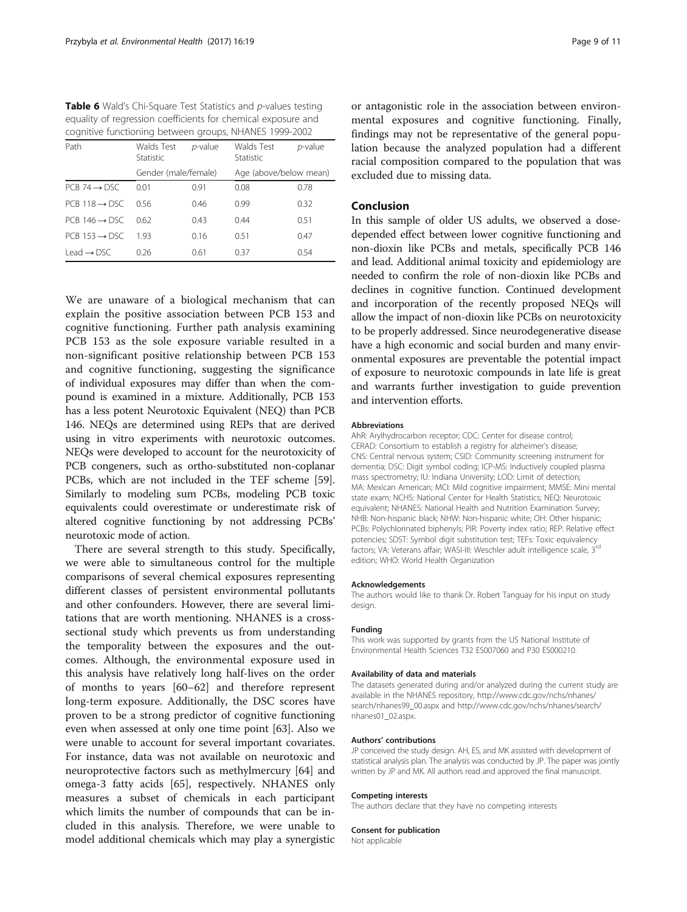**Table 6** Wald's Chi-Square Test Statistics and *p*-values testing equality of regression coefficients for chemical exposure and cognitive functioning between groups, NHANES 1999-2002

| Path | Walds Test Statistic | *p*-value | Walds Test Statistic | *p*-value |
|---|---|---|---|---|
| | Gender (male/female) | | Age (above/below mean) | |
| PCB 74 → DSC | 0.01 | 0.91 | 0.08 | 0.78 |
| PCB 118 → DSC | 0.56 | 0.46 | 0.99 | 0.32 |
| PCB 146 → DSC | 0.62 | 0.43 | 0.44 | 0.51 |
| PCB 153 → DSC | 1.93 | 0.16 | 0.51 | 0.47 |
| Lead → DSC | 0.26 | 0.61 | 0.37 | 0.54 |

We are unaware of a biological mechanism that can explain the positive association between PCB 153 and cognitive functioning. Further path analysis examining PCB 153 as the sole exposure variable resulted in a non-significant positive relationship between PCB 153 and cognitive functioning, suggesting the significance of individual exposures may differ than when the compound is examined in a mixture. Additionally, PCB 153 has a less potent Neurotoxic Equivalent (NEQ) than PCB 146. NEQs are determined using REPs that are derived using in vitro experiments with neurotoxic outcomes. NEQs were developed to account for the neurotoxicity of PCB congeners, such as ortho-substituted non-coplanar PCBs, which are not included in the TEF scheme [59]. Similarly to modeling sum PCBs, modeling PCB toxic equivalents could overestimate or underestimate risk of altered cognitive functioning by not addressing PCBs' neurotoxic mode of action.

There are several strength to this study. Specifically, we were able to simultaneous control for the multiple comparisons of several chemical exposures representing different classes of persistent environmental pollutants and other confounders. However, there are several limitations that are worth mentioning. NHANES is a cross-sectional study which prevents us from understanding the temporality between the exposures and the outcomes. Although, the environmental exposure used in this analysis have relatively long half-lives on the order of months to years [60–62] and therefore represent long-term exposure. Additionally, the DSC scores have proven to be a strong predictor of cognitive functioning even when assessed at only one time point [63]. Also we were unable to account for several important covariates. For instance, data was not available on neurotoxic and neuroprotective factors such as methylmercury [64] and omega-3 fatty acids [65], respectively. NHANES only measures a subset of chemicals in each participant which limits the number of compounds that can be included in this analysis. Therefore, we were unable to model additional chemicals which may play a synergistic or antagonistic role in the association between environmental exposures and cognitive functioning. Finally, findings may not be representative of the general population because the analyzed population had a different racial composition compared to the population that was excluded due to missing data.

## Conclusion

In this sample of older US adults, we observed a dose-depended effect between lower cognitive functioning and non-dioxin like PCBs and metals, specifically PCB 146 and lead. Additional animal toxicity and epidemiology are needed to confirm the role of non-dioxin like PCBs and declines in cognitive function. Continued development and incorporation of the recently proposed NEQs will allow the impact of non-dioxin like PCBs on neurotoxicity to be properly addressed. Since neurodegenerative disease have a high economic and social burden and many environmental exposures are preventable the potential impact of exposure to neurotoxic compounds in late life is great and warrants further investigation to guide prevention and intervention efforts.

#### Abbreviations

AhR: Arylhydrocarbon receptor; CDC: Center for disease control; CERAD: Consortium to establish a registry for alzheimer's disease; CNS: Central nervous system; CSID: Community screening instrument for dementia; DSC: Digit symbol coding; ICP-MS: Inductively coupled plasma mass spectrometry; IU: Indiana University; LOD: Limit of detection; MA: Mexican American; MCI: Mild cognitive impairment; MMSE: Mini mental state exam; NCHS: National Center for Health Statistics; NEQ: Neurotoxic equivalent; NHANES: National Health and Nutrition Examination Survey; NHB: Non-hispanic black; NHW: Non-hispanic white; OH: Other hispanic; PCBs: Polychlorinated biphenyls; PIR: Poverty index ratio; REP: Relative effect potencies; SDST: Symbol digit substitution test; TEFs: Toxic equivalency factors; VA: Veterans affair; WASI-III: Weschler adult intelligence scale, 3rd edition; WHO: World Health Organization

#### Acknowledgements

The authors would like to thank Dr. Robert Tanguay for his input on study design.

#### Funding

This work was supported by grants from the US National Institute of Environmental Health Sciences T32 ES007060 and P30 ES000210.

#### Availability of data and materials

The datasets generated during and/or analyzed during the current study are available in the NHANES repository, http://www.cdc.gov/nchs/nhanes/search/nhanes99_00.aspx and http://www.cdc.gov/nchs/nhanes/search/nhanes01_02.aspx.

#### Authors' contributions

JP conceived the study design. AH, ES, and MK assisted with development of statistical analysis plan. The analysis was conducted by JP. The paper was jointly written by JP and MK. All authors read and approved the final manuscript.

#### Competing interests

The authors declare that they have no competing interests

#### Consent for publication

Not applicable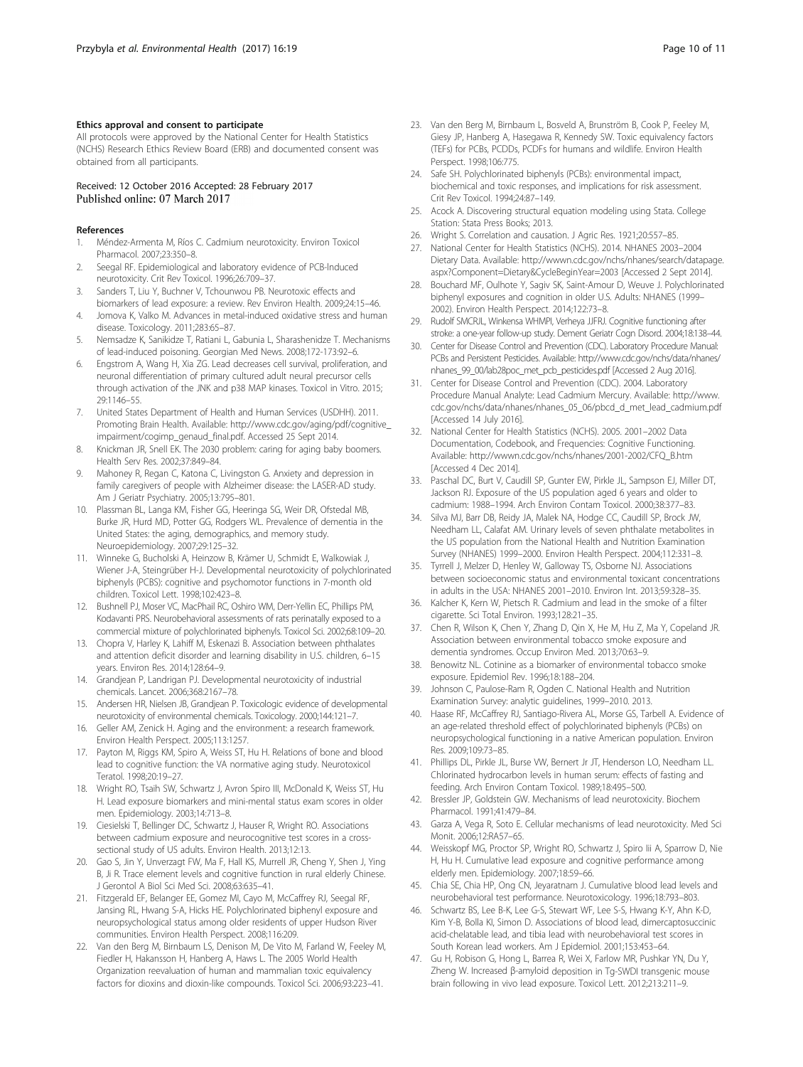#### Ethics approval and consent to participate

All protocols were approved by the National Center for Health Statistics (NCHS) Research Ethics Review Board (ERB) and documented consent was obtained from all participants.

Received: 12 October 2016 Accepted: 28 February 2017
Published online: 07 March 2017

#### References

1. Méndez-Armenta M, Ríos C. Cadmium neurotoxicity. Environ Toxicol Pharmacol. 2007;23:350–8.
2. Seegal RF. Epidemiological and laboratory evidence of PCB-Induced neurotoxicity. Crit Rev Toxicol. 1996;26:709–37.
3. Sanders T, Liu Y, Buchner V, Tchounwou PB. Neurotoxic effects and biomarkers of lead exposure: a review. Rev Environ Health. 2009;24:15–46.
4. Jomova K, Valko M. Advances in metal-induced oxidative stress and human disease. Toxicology. 2011;283:65–87.
5. Nemsadze K, Sanikidze T, Ratiani L, Gabunia L, Sharashenidze T. Mechanisms of lead-induced poisoning. Georgian Med News. 2008;172-173:92–6.
6. Engstrom A, Wang H, Xia ZG. Lead decreases cell survival, proliferation, and neuronal differentiation of primary cultured adult neural precursor cells through activation of the JNK and p38 MAP kinases. Toxicol in Vitro. 2015; 29:1146–55.
7. United States Department of Health and Human Services (USDHH). 2011. Promoting Brain Health. Available: http://www.cdc.gov/aging/pdf/cognitive_impairment/cogimp_genaud_final.pdf. Accessed 25 Sept 2014.
8. Knickman JR, Snell EK. The 2030 problem: caring for aging baby boomers. Health Serv Res. 2002;37:849–84.
9. Mahoney R, Regan C, Katona C, Livingston G. Anxiety and depression in family caregivers of people with Alzheimer disease: the LASER-AD study. Am J Geriatr Psychiatry. 2005;13:795–801.
10. Plassman BL, Langa KM, Fisher GG, Heeringa SG, Weir DR, Ofstedal MB, Burke JR, Hurd MD, Potter GG, Rodgers WL. Prevalence of dementia in the United States: the aging, demographics, and memory study. Neuroepidemiology. 2007;29:125–32.
11. Winneke G, Bucholski A, Heinzow B, Krämer U, Schmidt E, Walkowiak J, Wiener J-A, Steingrüber H-J. Developmental neurotoxicity of polychlorinated biphenyls (PCBS): cognitive and psychomotor functions in 7-month old children. Toxicol Lett. 1998;102:423–8.
12. Bushnell PJ, Moser VC, MacPhail RC, Oshiro WM, Derr-Yellin EC, Phillips PM, Kodavanti PRS. Neurobehavioral assessments of rats perinatally exposed to a commercial mixture of polychlorinated biphenyls. Toxicol Sci. 2002;68:109–20.
13. Chopra V, Harley K, Lahiff M, Eskenazi B. Association between phthalates and attention deficit disorder and learning disability in U.S. children, 6–15 years. Environ Res. 2014;128:64–9.
14. Grandjean P, Landrigan PJ. Developmental neurotoxicity of industrial chemicals. Lancet. 2006;368:2167–78.
15. Andersen HR, Nielsen JB, Grandjean P. Toxicologic evidence of developmental neurotoxicity of environmental chemicals. Toxicology. 2000;144:121–7.
16. Geller AM, Zenick H. Aging and the environment: a research framework. Environ Health Perspect. 2005;113:1257.
17. Payton M, Riggs KM, Spiro A, Weiss ST, Hu H. Relations of bone and blood lead to cognitive function: the VA normative aging study. Neurotoxicol Teratol. 1998;20:19–27.
18. Wright RO, Tsaih SW, Schwartz J, Avron Spiro III, McDonald K, Weiss ST, Hu H. Lead exposure biomarkers and mini-mental status exam scores in older men. Epidemiology. 2003;14:713–8.
19. Ciesielski T, Bellinger DC, Schwartz J, Hauser R, Wright RO. Associations between cadmium exposure and neurocognitive test scores in a cross-sectional study of US adults. Environ Health. 2013;12:13.
20. Gao S, Jin Y, Unverzagt FW, Ma F, Hall KS, Murrell JR, Cheng Y, Shen J, Ying B, Ji R. Trace element levels and cognitive function in rural elderly Chinese. J Gerontol A Biol Sci Med Sci. 2008;63:635–41.
21. Fitzgerald EF, Belanger EE, Gomez MI, Cayo M, McCaffrey RJ, Seegal RF, Jansing RL, Hwang S-A, Hicks HE. Polychlorinated biphenyl exposure and neuropsychological status among older residents of upper Hudson River communities. Environ Health Perspect. 2008;116:209.
22. Van den Berg M, Birnbaum LS, Denison M, De Vito M, Farland W, Feeley M, Fiedler H, Hakansson H, Hanberg A, Haws L. The 2005 World Health Organization reevaluation of human and mammalian toxic equivalency factors for dioxins and dioxin-like compounds. Toxicol Sci. 2006;93:223–41.
23. Van den Berg M, Birnbaum L, Bosveld A, Brunström B, Cook P, Feeley M, Giesy JP, Hanberg A, Hasegawa R, Kennedy SW. Toxic equivalency factors (TEFs) for PCBs, PCDDs, PCDFs for humans and wildlife. Environ Health Perspect. 1998;106:775.
24. Safe SH. Polychlorinated biphenyls (PCBs): environmental impact, biochemical and toxic responses, and implications for risk assessment. Crit Rev Toxicol. 1994;24:87–149.
25. Acock A. Discovering structural equation modeling using Stata. College Station: Stata Press Books; 2013.
26. Wright S. Correlation and causation. J Agric Res. 1921;20:557–85.
27. National Center for Health Statistics (NCHS). 2014. NHANES 2003–2004 Dietary Data. Available: http://wwwn.cdc.gov/nchs/nhanes/search/datapage.aspx?Component=Dietary&CycleBeginYear=2003 [Accessed 2 Sept 2014].
28. Bouchard MF, Oulhote Y, Sagiv SK, Saint-Amour D, Weuve J. Polychlorinated biphenyl exposures and cognition in older U.S. Adults: NHANES (1999–2002). Environ Health Perspect. 2014;122:73–8.
29. Rudolf SMCRJL, Winkensa WHMPI, Verheya JJFRJ. Cognitive functioning after stroke: a one-year follow-up study. Dement Geriatr Cogn Disord. 2004;18:138–44.
30. Center for Disease Control and Prevention (CDC). Laboratory Procedure Manual: PCBs and Persistent Pesticides. Available: http://www.cdc.gov/nchs/data/nhanes/nhanes_99_00/lab28poc_met_pcb_pesticides.pdf [Accessed 2 Aug 2016].
31. Center for Disease Control and Prevention (CDC). 2004. Laboratory Procedure Manual Analyte: Lead Cadmium Mercury. Available: http://www.cdc.gov/nchs/data/nhanes/nhanes_05_06/pbcd_d_met_lead_cadmium.pdf [Accessed 14 July 2016].
32. National Center for Health Statistics (NCHS). 2005. 2001–2002 Data Documentation, Codebook, and Frequencies: Cognitive Functioning. Available: http://wwwn.cdc.gov/nchs/nhanes/2001-2002/CFQ_B.htm [Accessed 4 Dec 2014].
33. Paschal DC, Burt V, Caudill SP, Gunter EW, Pirkle JL, Sampson EJ, Miller DT, Jackson RJ. Exposure of the US population aged 6 years and older to cadmium: 1988–1994. Arch Environ Contam Toxicol. 2000;38:377–83.
34. Silva MJ, Barr DB, Reidy JA, Malek NA, Hodge CC, Caudill SP, Brock JW, Needham LL, Calafat AM. Urinary levels of seven phthalate metabolites in the US population from the National Health and Nutrition Examination Survey (NHANES) 1999–2000. Environ Health Perspect. 2004;112:331–8.
35. Tyrrell J, Melzer D, Henley W, Galloway TS, Osborne NJ. Associations between socioeconomic status and environmental toxicant concentrations in adults in the USA: NHANES 2001–2010. Environ Int. 2013;59:328–35.
36. Kalcher K, Kern W, Pietsch R. Cadmium and lead in the smoke of a filter cigarette. Sci Total Environ. 1993;128:21–35.
37. Chen R, Wilson K, Chen Y, Zhang D, Qin X, He M, Hu Z, Ma Y, Copeland JR. Association between environmental tobacco smoke exposure and dementia syndromes. Occup Environ Med. 2013;70:63–9.
38. Benowitz NL. Cotinine as a biomarker of environmental tobacco smoke exposure. Epidemiol Rev. 1996;18:188–204.
39. Johnson C, Paulose-Ram R, Ogden C. National Health and Nutrition Examination Survey: analytic guidelines, 1999–2010. 2013.
40. Haase RF, McCaffrey RJ, Santiago-Rivera AL, Morse GS, Tarbell A. Evidence of an age-related threshold effect of polychlorinated biphenyls (PCBs) on neuropsychological functioning in a native American population. Environ Res. 2009;109:73–85.
41. Phillips DL, Pirkle JL, Burse VW, Bernert Jr JT, Henderson LO, Needham LL. Chlorinated hydrocarbon levels in human serum: effects of fasting and feeding. Arch Environ Contam Toxicol. 1989;18:495–500.
42. Bressler JP, Goldstein GW. Mechanisms of lead neurotoxicity. Biochem Pharmacol. 1991;41:479–84.
43. Garza A, Vega R, Soto E. Cellular mechanisms of lead neurotoxicity. Med Sci Monit. 2006;12:RA57–65.
44. Weisskopf MG, Proctor SP, Wright RO, Schwartz J, Spiro Iii A, Sparrow D, Nie H, Hu H. Cumulative lead exposure and cognitive performance among elderly men. Epidemiology. 2007;18:59–66.
45. Chia SE, Chia HP, Ong CN, Jeyaratnam J. Cumulative blood lead levels and neurobehavioral test performance. Neurotoxicology. 1996;18:793–803.
46. Schwartz BS, Lee B-K, Lee G-S, Stewart WF, Lee S-S, Hwang K-Y, Ahn K-D, Kim Y-B, Bolla KI, Simon D. Associations of blood lead, dimercaptosuccinic acid-chelatable lead, and tibia lead with neurobehavioral test scores in South Korean lead workers. Am J Epidemiol. 2001;153:453–64.
47. Gu H, Robison G, Hong L, Barrea R, Wei X, Farlow MR, Pushkar YN, Du Y, Zheng W. Increased β-amyloid deposition in Tg-SWDI transgenic mouse brain following in vivo lead exposure. Toxicol Lett. 2012;213:211–9.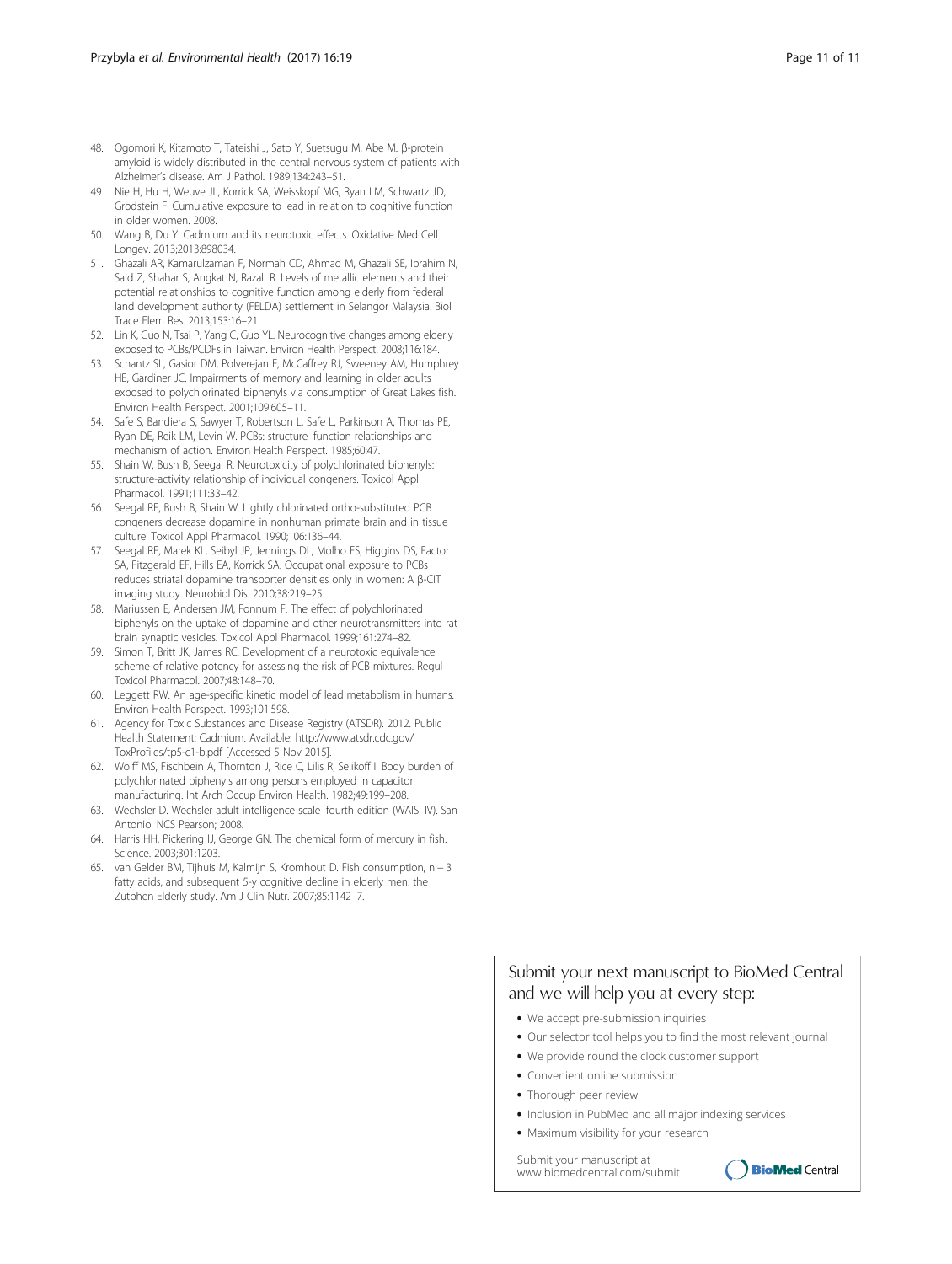48. Ogomori K, Kitamoto T, Tateishi J, Sato Y, Suetsugu M, Abe M. β-protein amyloid is widely distributed in the central nervous system of patients with Alzheimer's disease. Am J Pathol. 1989;134:243–51.
49. Nie H, Hu H, Weuve JL, Korrick SA, Weisskopf MG, Ryan LM, Schwartz JD, Grodstein F. Cumulative exposure to lead in relation to cognitive function in older women. 2008.
50. Wang B, Du Y. Cadmium and its neurotoxic effects. Oxidative Med Cell Longev. 2013;2013:898034.
51. Ghazali AR, Kamarulzaman F, Normah CD, Ahmad M, Ghazali SE, Ibrahim N, Said Z, Shahar S, Angkat N, Razali R. Levels of metallic elements and their potential relationships to cognitive function among elderly from federal land development authority (FELDA) settlement in Selangor Malaysia. Biol Trace Elem Res. 2013;153:16–21.
52. Lin K, Guo N, Tsai P, Yang C, Guo YL. Neurocognitive changes among elderly exposed to PCBs/PCDFs in Taiwan. Environ Health Perspect. 2008;116:184.
53. Schantz SL, Gasior DM, Polverejan E, McCaffrey RJ, Sweeney AM, Humphrey HE, Gardiner JC. Impairments of memory and learning in older adults exposed to polychlorinated biphenyls via consumption of Great Lakes fish. Environ Health Perspect. 2001;109:605–11.
54. Safe S, Bandiera S, Sawyer T, Robertson L, Safe L, Parkinson A, Thomas PE, Ryan DE, Reik LM, Levin W. PCBs: structure–function relationships and mechanism of action. Environ Health Perspect. 1985;60:47.
55. Shain W, Bush B, Seegal R. Neurotoxicity of polychlorinated biphenyls: structure-activity relationship of individual congeners. Toxicol Appl Pharmacol. 1991;111:33–42.
56. Seegal RF, Bush B, Shain W. Lightly chlorinated ortho-substituted PCB congeners decrease dopamine in nonhuman primate brain and in tissue culture. Toxicol Appl Pharmacol. 1990;106:136–44.
57. Seegal RF, Marek KL, Seibyl JP, Jennings DL, Molho ES, Higgins DS, Factor SA, Fitzgerald EF, Hills EA, Korrick SA. Occupational exposure to PCBs reduces striatal dopamine transporter densities only in women: A β-CIT imaging study. Neurobiol Dis. 2010;38:219–25.
58. Mariussen E, Andersen JM, Fonnum F. The effect of polychlorinated biphenyls on the uptake of dopamine and other neurotransmitters into rat brain synaptic vesicles. Toxicol Appl Pharmacol. 1999;161:274–82.
59. Simon T, Britt JK, James RC. Development of a neurotoxic equivalence scheme of relative potency for assessing the risk of PCB mixtures. Regul Toxicol Pharmacol. 2007;48:148–70.
60. Leggett RW. An age-specific kinetic model of lead metabolism in humans. Environ Health Perspect. 1993;101:598.
61. Agency for Toxic Substances and Disease Registry (ATSDR). 2012. Public Health Statement: Cadmium. Available: http://www.atsdr.cdc.gov/ToxProfiles/tp5-c1-b.pdf [Accessed 5 Nov 2015].
62. Wolff MS, Fischbein A, Thornton J, Rice C, Lilis R, Selikoff I. Body burden of polychlorinated biphenyls among persons employed in capacitor manufacturing. Int Arch Occup Environ Health. 1982;49:199–208.
63. Wechsler D. Wechsler adult intelligence scale–fourth edition (WAIS–IV). San Antonio: NCS Pearson; 2008.
64. Harris HH, Pickering IJ, George GN. The chemical form of mercury in fish. Science. 2003;301:1203.
65. van Gelder BM, Tijhuis M, Kalmijn S, Kromhout D. Fish consumption, n − 3 fatty acids, and subsequent 5-y cognitive decline in elderly men: the Zutphen Elderly study. Am J Clin Nutr. 2007;85:1142–7.

Submit your next manuscript to BioMed Central and we will help you at every step:

- We accept pre-submission inquiries
- Our selector tool helps you to find the most relevant journal
- We provide round the clock customer support
- Convenient online submission
- Thorough peer review
- Inclusion in PubMed and all major indexing services
- Maximum visibility for your research

Submit your manuscript at www.biomedcentral.com/submit

BioMed Central